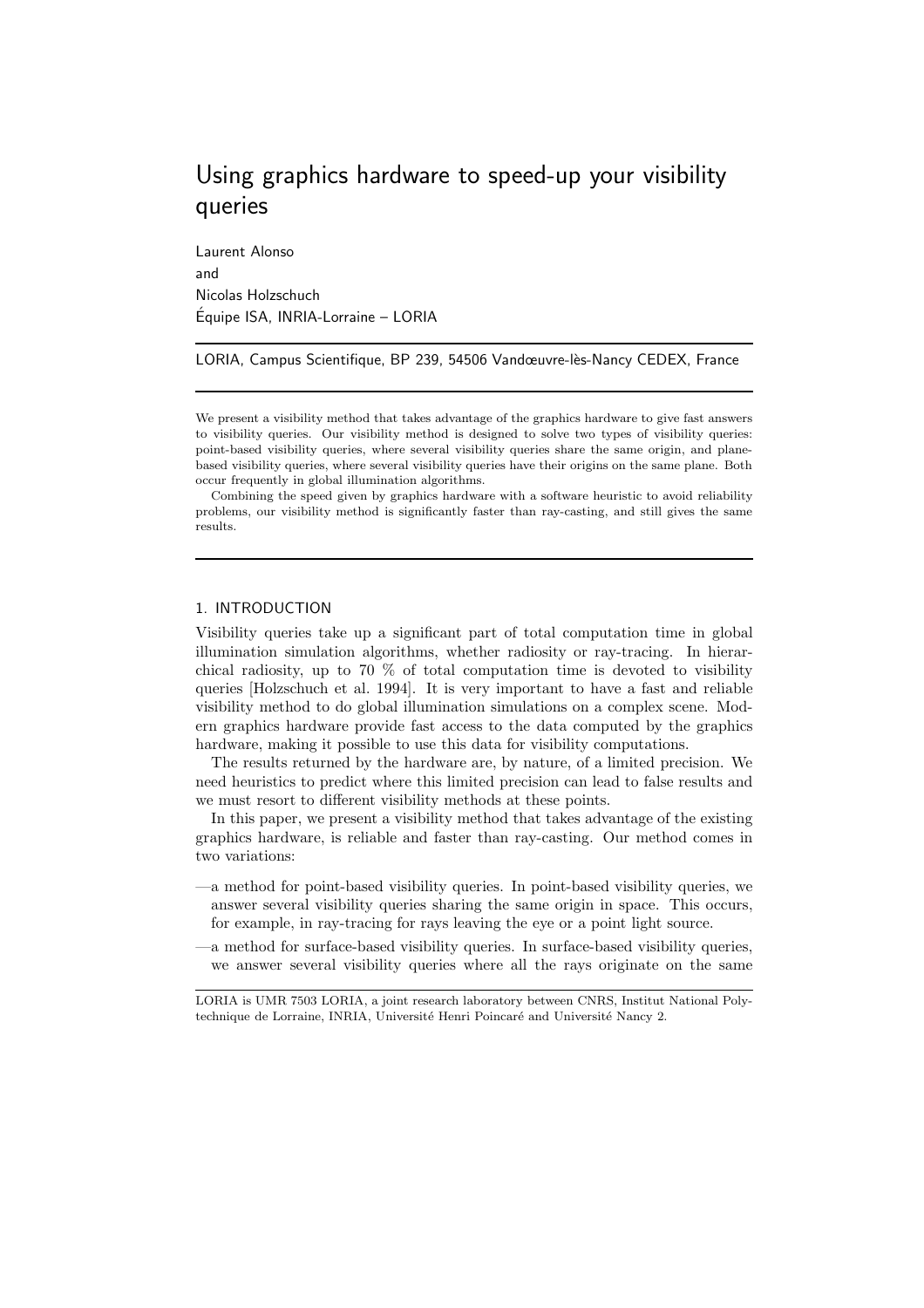# Using graphics hardware to speed-up your visibility queries

Laurent Alonso
and
Nicolas Holzschuch
Équipe ISA, INRIA-Lorraine – LORIA

LORIA, Campus Scientifique, BP 239, 54506 Vandœuvre-lès-Nancy CEDEX, France

We present a visibility method that takes advantage of the graphics hardware to give fast answers to visibility queries. Our visibility method is designed to solve two types of visibility queries: point-based visibility queries, where several visibility queries share the same origin, and plane-based visibility queries, where several visibility queries have their origins on the same plane. Both occur frequently in global illumination algorithms.

Combining the speed given by graphics hardware with a software heuristic to avoid reliability problems, our visibility method is significantly faster than ray-casting, and still gives the same results.

## 1. INTRODUCTION

Visibility queries take up a significant part of total computation time in global illumination simulation algorithms, whether radiosity or ray-tracing. In hierarchical radiosity, up to 70 % of total computation time is devoted to visibility queries [Holzschuch et al. 1994]. It is very important to have a fast and reliable visibility method to do global illumination simulations on a complex scene. Modern graphics hardware provide fast access to the data computed by the graphics hardware, making it possible to use this data for visibility computations.

The results returned by the hardware are, by nature, of a limited precision. We need heuristics to predict where this limited precision can lead to false results and we must resort to different visibility methods at these points.

In this paper, we present a visibility method that takes advantage of the existing graphics hardware, is reliable and faster than ray-casting. Our method comes in two variations:

—a method for point-based visibility queries. In point-based visibility queries, we answer several visibility queries sharing the same origin in space. This occurs, for example, in ray-tracing for rays leaving the eye or a point light source.

—a method for surface-based visibility queries. In surface-based visibility queries, we answer several visibility queries where all the rays originate on the same

LORIA is UMR 7503 LORIA, a joint research laboratory between CNRS, Institut National Polytechnique de Lorraine, INRIA, Université Henri Poincaré and Université Nancy 2.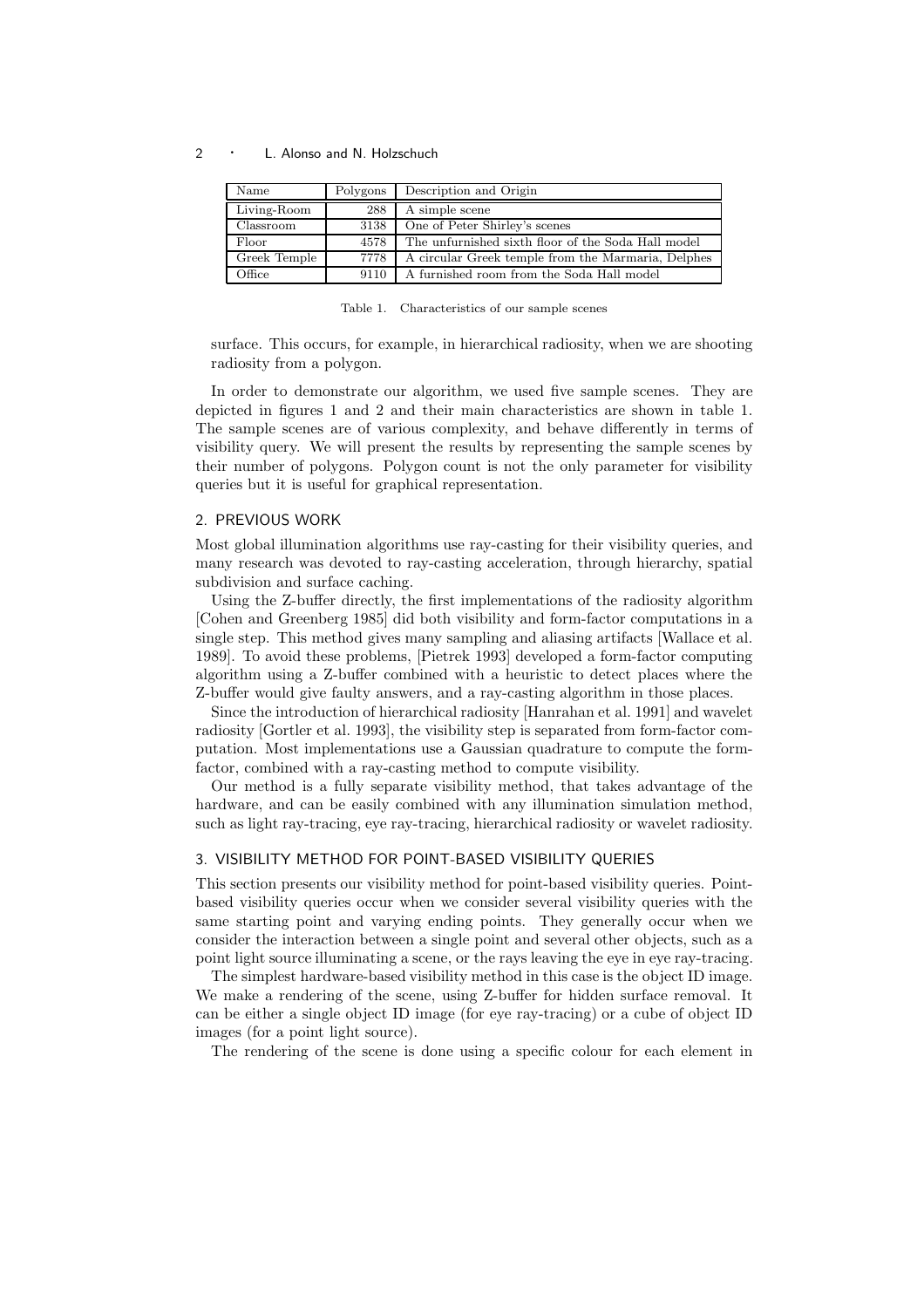| Name | Polygons | Description and Origin |
|---|---|---|
| Living-Room | 288 | A simple scene |
| Classroom | 3138 | One of Peter Shirley's scenes |
| Floor | 4578 | The unfurnished sixth floor of the Soda Hall model |
| Greek Temple | 7778 | A circular Greek temple from the Marmaria, Delphes |
| Office | 9110 | A furnished room from the Soda Hall model |

Table 1. Characteristics of our sample scenes

surface. This occurs, for example, in hierarchical radiosity, when we are shooting radiosity from a polygon.

In order to demonstrate our algorithm, we used five sample scenes. They are depicted in figures 1 and 2 and their main characteristics are shown in table 1. The sample scenes are of various complexity, and behave differently in terms of visibility query. We will present the results by representing the sample scenes by their number of polygons. Polygon count is not the only parameter for visibility queries but it is useful for graphical representation.

## 2. PREVIOUS WORK

Most global illumination algorithms use ray-casting for their visibility queries, and many research was devoted to ray-casting acceleration, through hierarchy, spatial subdivision and surface caching.

Using the Z-buffer directly, the first implementations of the radiosity algorithm [Cohen and Greenberg 1985] did both visibility and form-factor computations in a single step. This method gives many sampling and aliasing artifacts [Wallace et al. 1989]. To avoid these problems, [Pietrek 1993] developed a form-factor computing algorithm using a Z-buffer combined with a heuristic to detect places where the Z-buffer would give faulty answers, and a ray-casting algorithm in those places.

Since the introduction of hierarchical radiosity [Hanrahan et al. 1991] and wavelet radiosity [Gortler et al. 1993], the visibility step is separated from form-factor computation. Most implementations use a Gaussian quadrature to compute the form-factor, combined with a ray-casting method to compute visibility.

Our method is a fully separate visibility method, that takes advantage of the hardware, and can be easily combined with any illumination simulation method, such as light ray-tracing, eye ray-tracing, hierarchical radiosity or wavelet radiosity.

## 3. VISIBILITY METHOD FOR POINT-BASED VISIBILITY QUERIES

This section presents our visibility method for point-based visibility queries. Point-based visibility queries occur when we consider several visibility queries with the same starting point and varying ending points. They generally occur when we consider the interaction between a single point and several other objects, such as a point light source illuminating a scene, or the rays leaving the eye in eye ray-tracing.

The simplest hardware-based visibility method in this case is the object ID image. We make a rendering of the scene, using Z-buffer for hidden surface removal. It can be either a single object ID image (for eye ray-tracing) or a cube of object ID images (for a point light source).

The rendering of the scene is done using a specific colour for each element in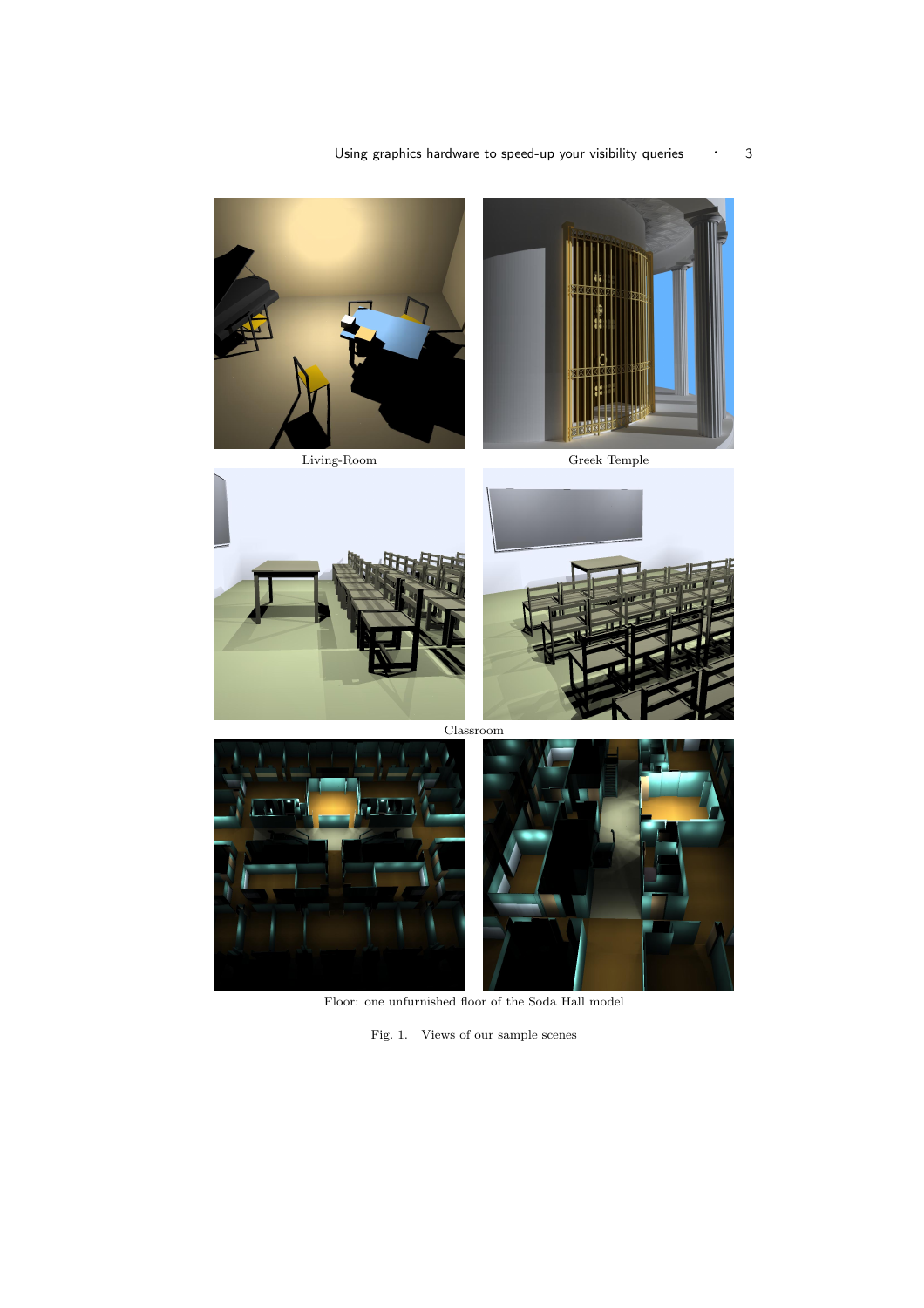Living-Room

Greek Temple

Classroom

Floor: one unfurnished floor of the Soda Hall model

Fig. 1. Views of our sample scenes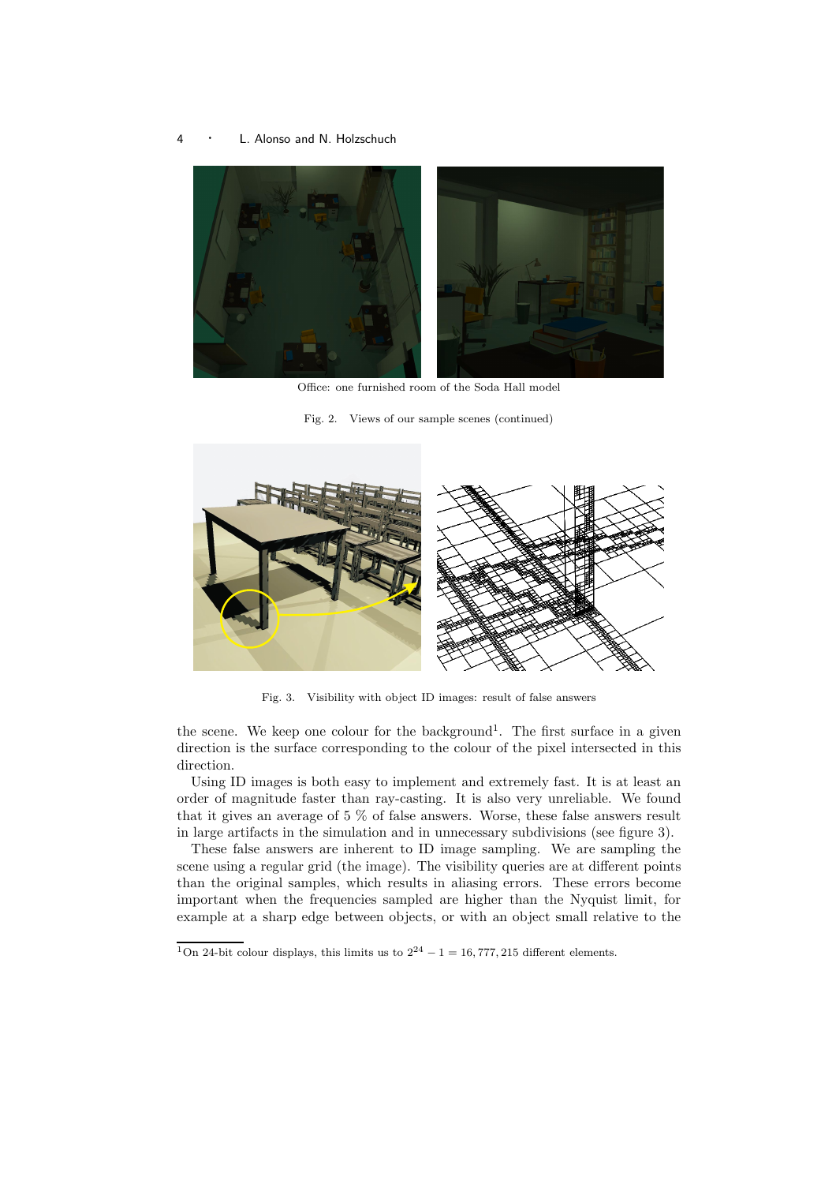Office: one furnished room of the Soda Hall model

Fig. 2. Views of our sample scenes (continued)

Fig. 3. Visibility with object ID images: result of false answers

the scene. We keep one colour for the background[1]. The first surface in a given direction is the surface corresponding to the colour of the pixel intersected in this direction.

Using ID images is both easy to implement and extremely fast. It is at least an order of magnitude faster than ray-casting. It is also very unreliable. We found that it gives an average of 5 % of false answers. Worse, these false answers result in large artifacts in the simulation and in unnecessary subdivisions (see figure 3).

These false answers are inherent to ID image sampling. We are sampling the scene using a regular grid (the image). The visibility queries are at different points than the original samples, which results in aliasing errors. These errors become important when the frequencies sampled are higher than the Nyquist limit, for example at a sharp edge between objects, or with an object small relative to the

[1] On 24-bit colour displays, this limits us to $2^{24} - 1 = 16,777,215$ different elements.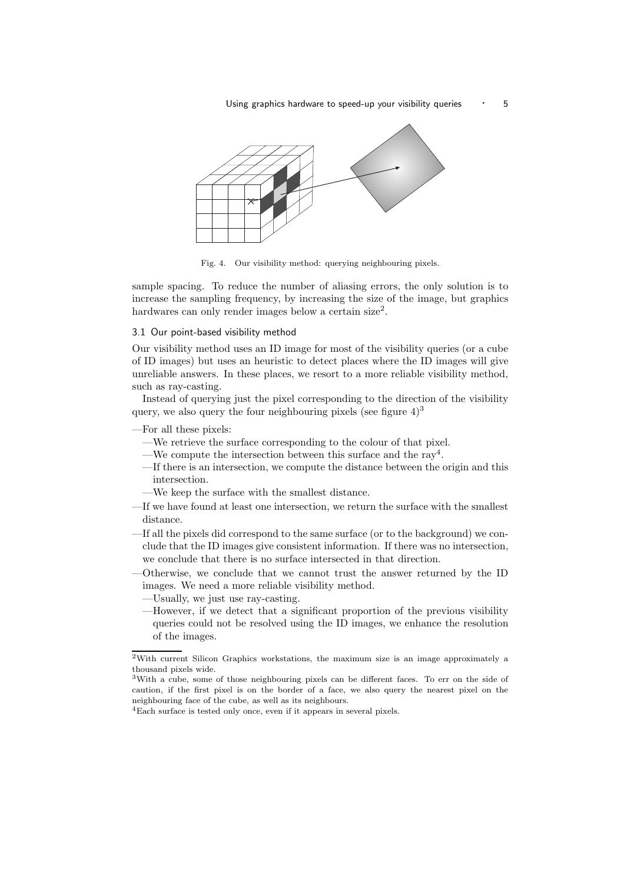Fig. 4. Our visibility method: querying neighbouring pixels.

sample spacing. To reduce the number of aliasing errors, the only solution is to increase the sampling frequency, by increasing the size of the image, but graphics hardwares can only render images below a certain size[2].

### 3.1 Our point-based visibility method

Our visibility method uses an ID image for most of the visibility queries (or a cube of ID images) but uses an heuristic to detect places where the ID images will give unreliable answers. In these places, we resort to a more reliable visibility method, such as ray-casting.

Instead of querying just the pixel corresponding to the direction of the visibility query, we also query the four neighbouring pixels (see figure 4)[3]

- For all these pixels:
  - We retrieve the surface corresponding to the colour of that pixel.
  - We compute the intersection between this surface and the ray[4].
  - If there is an intersection, we compute the distance between the origin and this intersection.
  - We keep the surface with the smallest distance.
- If we have found at least one intersection, we return the surface with the smallest distance.
- If all the pixels did correspond to the same surface (or to the background) we conclude that the ID images give consistent information. If there was no intersection, we conclude that there is no surface intersected in that direction.
- Otherwise, we conclude that we cannot trust the answer returned by the ID images. We need a more reliable visibility method.
  - Usually, we just use ray-casting.
  - However, if we detect that a significant proportion of the previous visibility queries could not be resolved using the ID images, we enhance the resolution of the images.

---

[2] With current Silicon Graphics workstations, the maximum size is an image approximately a thousand pixels wide.

[3] With a cube, some of those neighbouring pixels can be different faces. To err on the side of caution, if the first pixel is on the border of a face, we also query the nearest pixel on the neighbouring face of the cube, as well as its neighbours.

[4] Each surface is tested only once, even if it appears in several pixels.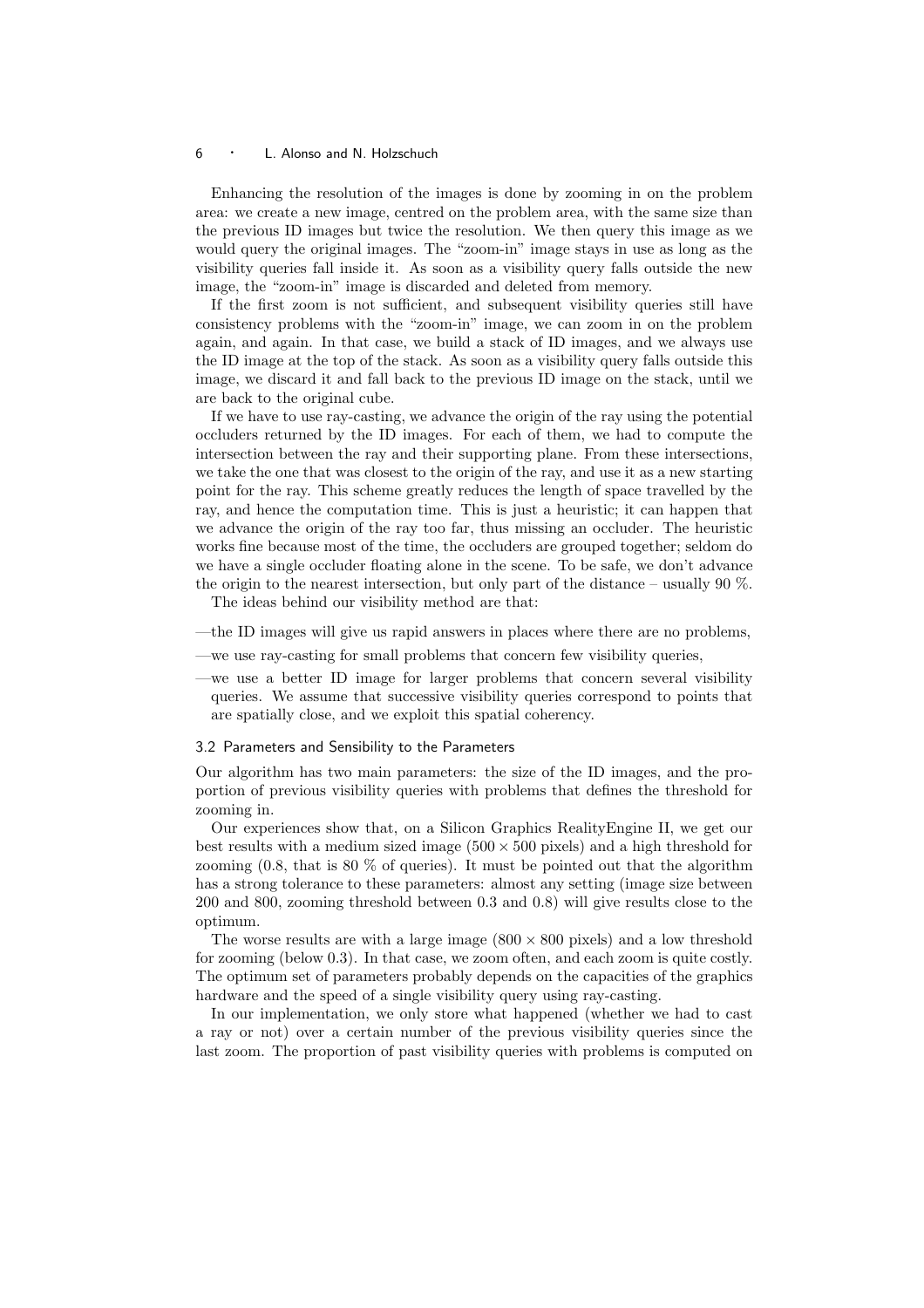Enhancing the resolution of the images is done by zooming in on the problem area: we create a new image, centred on the problem area, with the same size than the previous ID images but twice the resolution. We then query this image as we would query the original images. The "zoom-in" image stays in use as long as the visibility queries fall inside it. As soon as a visibility query falls outside the new image, the "zoom-in" image is discarded and deleted from memory.

If the first zoom is not sufficient, and subsequent visibility queries still have consistency problems with the "zoom-in" image, we can zoom in on the problem again, and again. In that case, we build a stack of ID images, and we always use the ID image at the top of the stack. As soon as a visibility query falls outside this image, we discard it and fall back to the previous ID image on the stack, until we are back to the original cube.

If we have to use ray-casting, we advance the origin of the ray using the potential occluders returned by the ID images. For each of them, we had to compute the intersection between the ray and their supporting plane. From these intersections, we take the one that was closest to the origin of the ray, and use it as a new starting point for the ray. This scheme greatly reduces the length of space travelled by the ray, and hence the computation time. This is just a heuristic; it can happen that we advance the origin of the ray too far, thus missing an occluder. The heuristic works fine because most of the time, the occluders are grouped together; seldom do we have a single occluder floating alone in the scene. To be safe, we don't advance the origin to the nearest intersection, but only part of the distance – usually 90 %.

The ideas behind our visibility method are that:

—the ID images will give us rapid answers in places where there are no problems,

—we use ray-casting for small problems that concern few visibility queries,

—we use a better ID image for larger problems that concern several visibility queries. We assume that successive visibility queries correspond to points that are spatially close, and we exploit this spatial coherency.

### 3.2 Parameters and Sensibility to the Parameters

Our algorithm has two main parameters: the size of the ID images, and the proportion of previous visibility queries with problems that defines the threshold for zooming in.

Our experiences show that, on a Silicon Graphics RealityEngine II, we get our best results with a medium sized image ($500 \times 500$ pixels) and a high threshold for zooming (0.8, that is 80 % of queries). It must be pointed out that the algorithm has a strong tolerance to these parameters: almost any setting (image size between 200 and 800, zooming threshold between 0.3 and 0.8) will give results close to the optimum.

The worse results are with a large image ($800 \times 800$ pixels) and a low threshold for zooming (below 0.3). In that case, we zoom often, and each zoom is quite costly. The optimum set of parameters probably depends on the capacities of the graphics hardware and the speed of a single visibility query using ray-casting.

In our implementation, we only store what happened (whether we had to cast a ray or not) over a certain number of the previous visibility queries since the last zoom. The proportion of past visibility queries with problems is computed on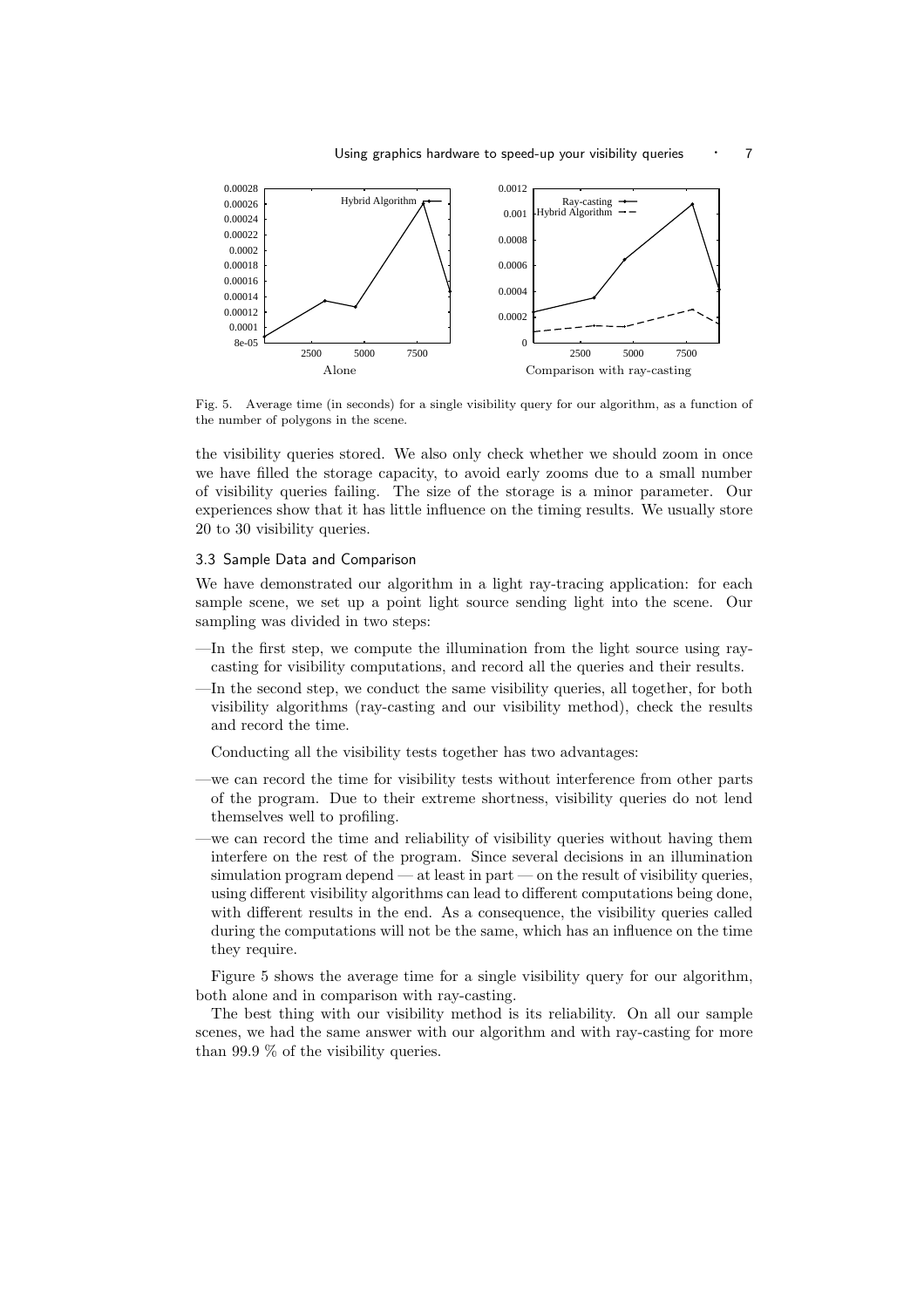Fig. 5. Average time (in seconds) for a single visibility query for our algorithm, as a function of the number of polygons in the scene.

the visibility queries stored. We also only check whether we should zoom in once we have filled the storage capacity, to avoid early zooms due to a small number of visibility queries failing. The size of the storage is a minor parameter. Our experiences show that it has little influence on the timing results. We usually store 20 to 30 visibility queries.

### 3.3 Sample Data and Comparison

We have demonstrated our algorithm in a light ray-tracing application: for each sample scene, we set up a point light source sending light into the scene. Our sampling was divided in two steps:

—In the first step, we compute the illumination from the light source using ray-casting for visibility computations, and record all the queries and their results.

—In the second step, we conduct the same visibility queries, all together, for both visibility algorithms (ray-casting and our visibility method), check the results and record the time.

Conducting all the visibility tests together has two advantages:

—we can record the time for visibility tests without interference from other parts of the program. Due to their extreme shortness, visibility queries do not lend themselves well to profiling.

—we can record the time and reliability of visibility queries without having them interfere on the rest of the program. Since several decisions in an illumination simulation program depend — at least in part — on the result of visibility queries, using different visibility algorithms can lead to different computations being done, with different results in the end. As a consequence, the visibility queries called during the computations will not be the same, which has an influence on the time they require.

Figure 5 shows the average time for a single visibility query for our algorithm, both alone and in comparison with ray-casting.

The best thing with our visibility method is its reliability. On all our sample scenes, we had the same answer with our algorithm and with ray-casting for more than 99.9 % of the visibility queries.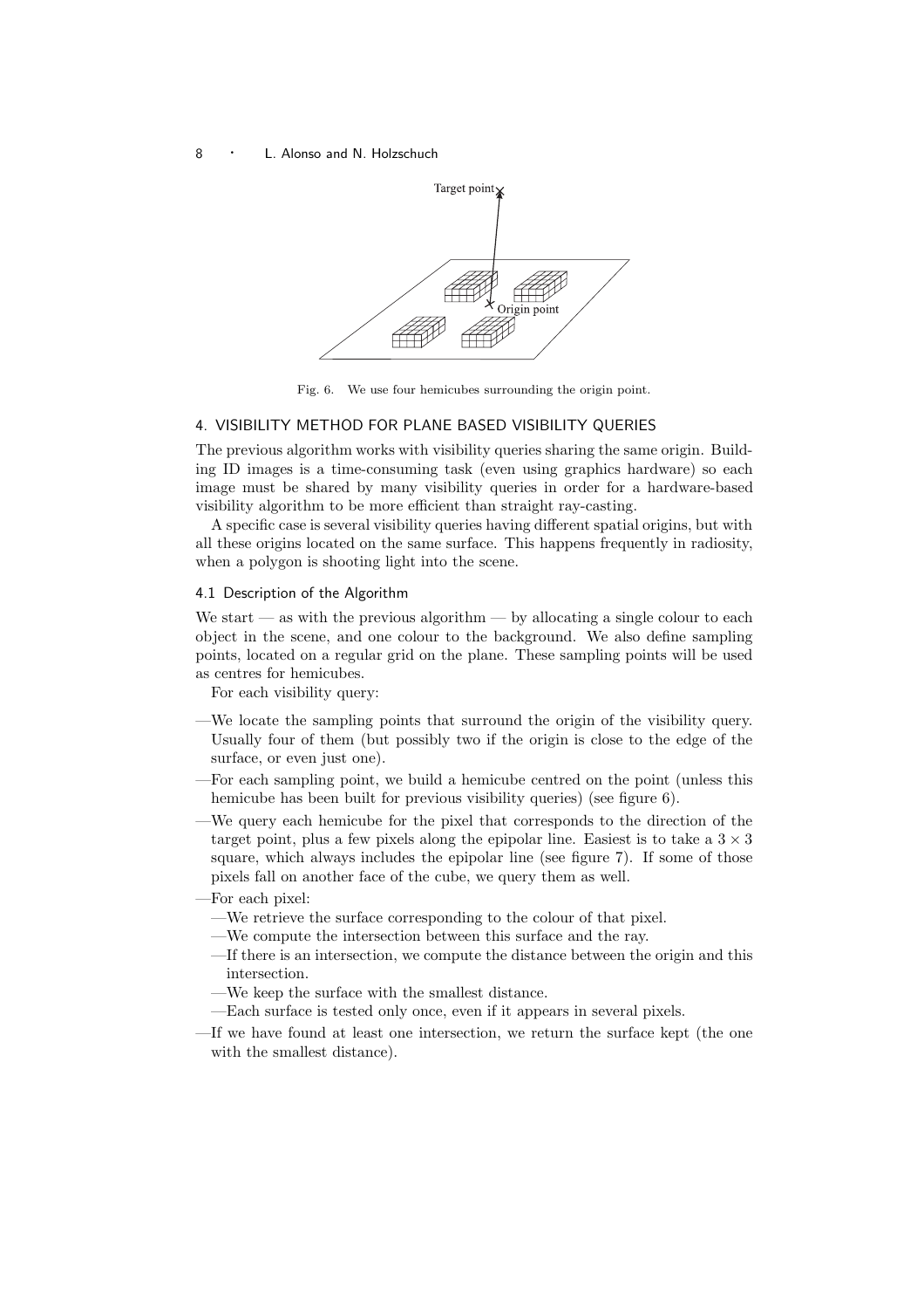Fig. 6. We use four hemicubes surrounding the origin point.

## 4. VISIBILITY METHOD FOR PLANE BASED VISIBILITY QUERIES

The previous algorithm works with visibility queries sharing the same origin. Building ID images is a time-consuming task (even using graphics hardware) so each image must be shared by many visibility queries in order for a hardware-based visibility algorithm to be more efficient than straight ray-casting.

A specific case is several visibility queries having different spatial origins, but with all these origins located on the same surface. This happens frequently in radiosity, when a polygon is shooting light into the scene.

### 4.1 Description of the Algorithm

We start — as with the previous algorithm — by allocating a single colour to each object in the scene, and one colour to the background. We also define sampling points, located on a regular grid on the plane. These sampling points will be used as centres for hemicubes.

For each visibility query:

- We locate the sampling points that surround the origin of the visibility query. Usually four of them (but possibly two if the origin is close to the edge of the surface, or even just one).
- For each sampling point, we build a hemicube centred on the point (unless this hemicube has been built for previous visibility queries) (see figure 6).
- We query each hemicube for the pixel that corresponds to the direction of the target point, plus a few pixels along the epipolar line. Easiest is to take a $3 \times 3$ square, which always includes the epipolar line (see figure 7). If some of those pixels fall on another face of the cube, we query them as well.
- For each pixel:
  - We retrieve the surface corresponding to the colour of that pixel.
  - We compute the intersection between this surface and the ray.
  - If there is an intersection, we compute the distance between the origin and this intersection.
  - We keep the surface with the smallest distance.
  - Each surface is tested only once, even if it appears in several pixels.
- If we have found at least one intersection, we return the surface kept (the one with the smallest distance).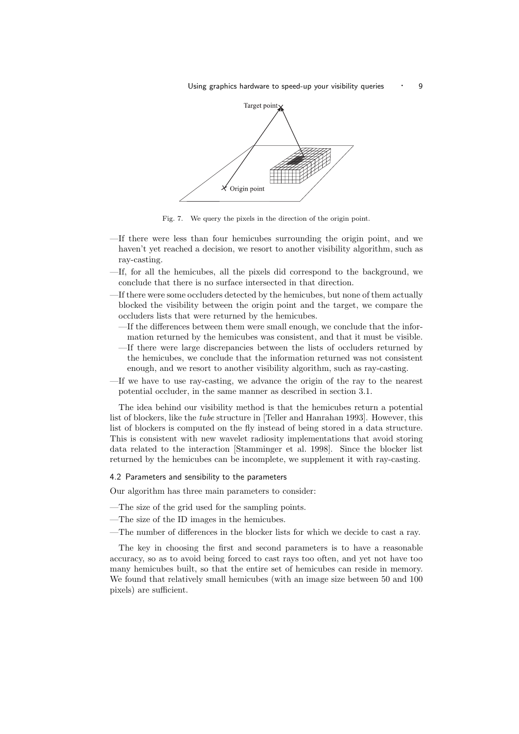Fig. 7. We query the pixels in the direction of the origin point.

- If there were less than four hemicubes surrounding the origin point, and we haven't yet reached a decision, we resort to another visibility algorithm, such as ray-casting.
- If, for all the hemicubes, all the pixels did correspond to the background, we conclude that there is no surface intersected in that direction.
- If there were some occluders detected by the hemicubes, but none of them actually blocked the visibility between the origin point and the target, we compare the occluders lists that were returned by the hemicubes.
  - If the differences between them were small enough, we conclude that the information returned by the hemicubes was consistent, and that it must be visible.
  - If there were large discrepancies between the lists of occluders returned by the hemicubes, we conclude that the information returned was not consistent enough, and we resort to another visibility algorithm, such as ray-casting.
- If we have to use ray-casting, we advance the origin of the ray to the nearest potential occluder, in the same manner as described in section 3.1.

The idea behind our visibility method is that the hemicubes return a potential list of blockers, like the *tube* structure in [Teller and Hanrahan 1993]. However, this list of blockers is computed on the fly instead of being stored in a data structure. This is consistent with new wavelet radiosity implementations that avoid storing data related to the interaction [Stamminger et al. 1998]. Since the blocker list returned by the hemicubes can be incomplete, we supplement it with ray-casting.

### 4.2 Parameters and sensibility to the parameters

Our algorithm has three main parameters to consider:

- The size of the grid used for the sampling points.
- The size of the ID images in the hemicubes.
- The number of differences in the blocker lists for which we decide to cast a ray.

The key in choosing the first and second parameters is to have a reasonable accuracy, so as to avoid being forced to cast rays too often, and yet not have too many hemicubes built, so that the entire set of hemicubes can reside in memory. We found that relatively small hemicubes (with an image size between 50 and 100 pixels) are sufficient.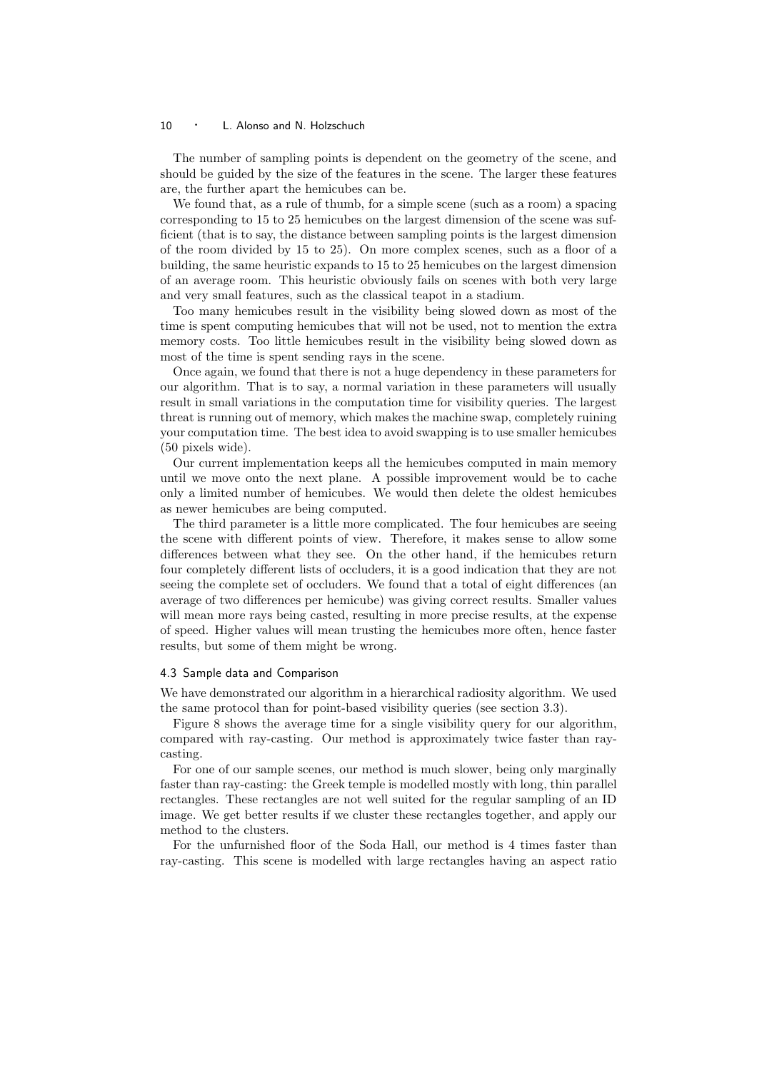The number of sampling points is dependent on the geometry of the scene, and should be guided by the size of the features in the scene. The larger these features are, the further apart the hemicubes can be.

We found that, as a rule of thumb, for a simple scene (such as a room) a spacing corresponding to 15 to 25 hemicubes on the largest dimension of the scene was sufficient (that is to say, the distance between sampling points is the largest dimension of the room divided by 15 to 25). On more complex scenes, such as a floor of a building, the same heuristic expands to 15 to 25 hemicubes on the largest dimension of an average room. This heuristic obviously fails on scenes with both very large and very small features, such as the classical teapot in a stadium.

Too many hemicubes result in the visibility being slowed down as most of the time is spent computing hemicubes that will not be used, not to mention the extra memory costs. Too little hemicubes result in the visibility being slowed down as most of the time is spent sending rays in the scene.

Once again, we found that there is not a huge dependency in these parameters for our algorithm. That is to say, a normal variation in these parameters will usually result in small variations in the computation time for visibility queries. The largest threat is running out of memory, which makes the machine swap, completely ruining your computation time. The best idea to avoid swapping is to use smaller hemicubes (50 pixels wide).

Our current implementation keeps all the hemicubes computed in main memory until we move onto the next plane. A possible improvement would be to cache only a limited number of hemicubes. We would then delete the oldest hemicubes as newer hemicubes are being computed.

The third parameter is a little more complicated. The four hemicubes are seeing the scene with different points of view. Therefore, it makes sense to allow some differences between what they see. On the other hand, if the hemicubes return four completely different lists of occluders, it is a good indication that they are not seeing the complete set of occluders. We found that a total of eight differences (an average of two differences per hemicube) was giving correct results. Smaller values will mean more rays being casted, resulting in more precise results, at the expense of speed. Higher values will mean trusting the hemicubes more often, hence faster results, but some of them might be wrong.

### 4.3 Sample data and Comparison

We have demonstrated our algorithm in a hierarchical radiosity algorithm. We used the same protocol than for point-based visibility queries (see section 3.3).

Figure 8 shows the average time for a single visibility query for our algorithm, compared with ray-casting. Our method is approximately twice faster than ray-casting.

For one of our sample scenes, our method is much slower, being only marginally faster than ray-casting: the Greek temple is modelled mostly with long, thin parallel rectangles. These rectangles are not well suited for the regular sampling of an ID image. We get better results if we cluster these rectangles together, and apply our method to the clusters.

For the unfurnished floor of the Soda Hall, our method is 4 times faster than ray-casting. This scene is modelled with large rectangles having an aspect ratio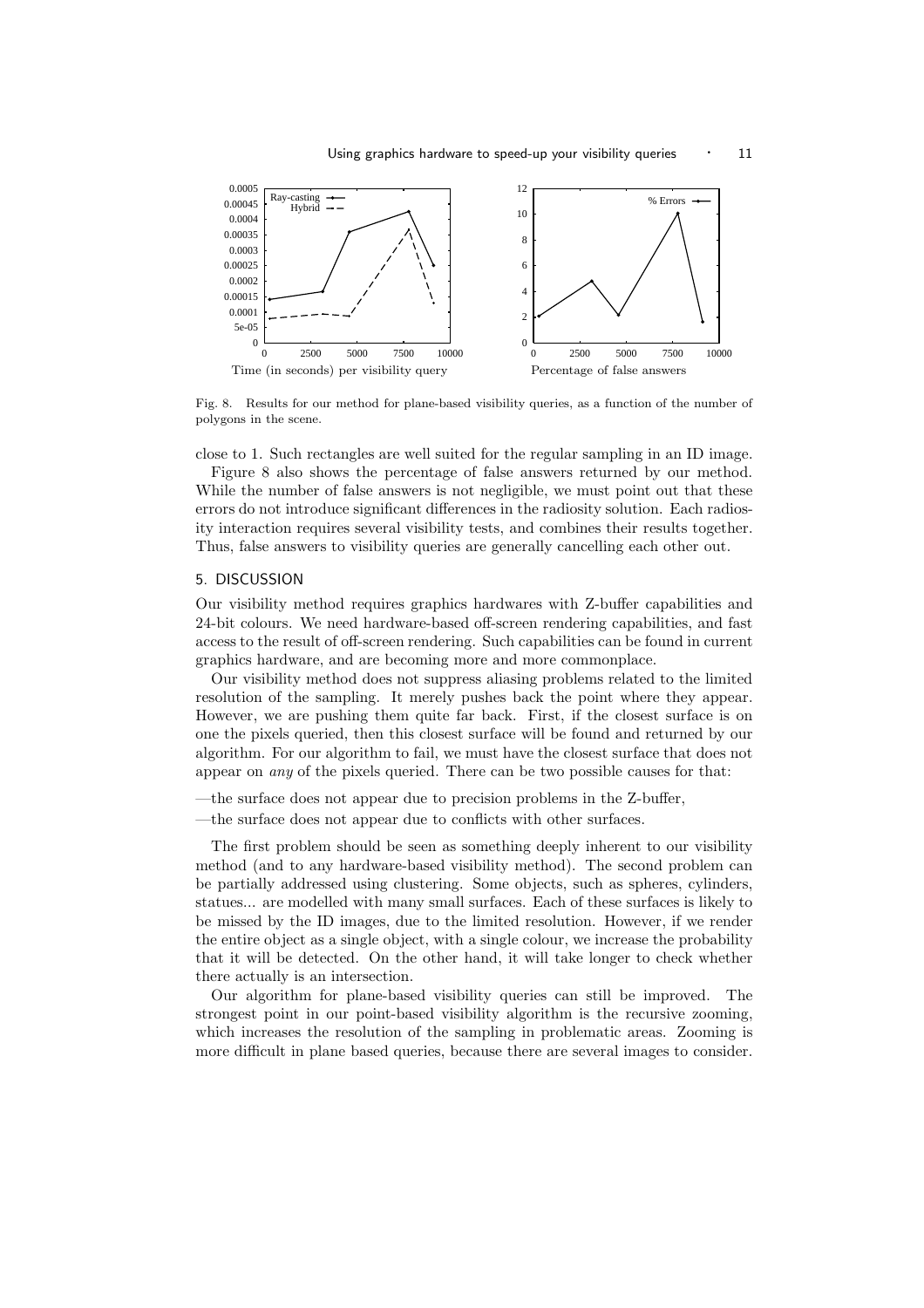Time (in seconds) per visibility query

Percentage of false answers

Fig. 8. Results for our method for plane-based visibility queries, as a function of the number of polygons in the scene.

close to 1. Such rectangles are well suited for the regular sampling in an ID image.

Figure 8 also shows the percentage of false answers returned by our method. While the number of false answers is not negligible, we must point out that these errors do not introduce significant differences in the radiosity solution. Each radiosity interaction requires several visibility tests, and combines their results together. Thus, false answers to visibility queries are generally cancelling each other out.

## 5. DISCUSSION

Our visibility method requires graphics hardwares with Z-buffer capabilities and 24-bit colours. We need hardware-based off-screen rendering capabilities, and fast access to the result of off-screen rendering. Such capabilities can be found in current graphics hardware, and are becoming more and more commonplace.

Our visibility method does not suppress aliasing problems related to the limited resolution of the sampling. It merely pushes back the point where they appear. However, we are pushing them quite far back. First, if the closest surface is on one the pixels queried, then this closest surface will be found and returned by our algorithm. For our algorithm to fail, we must have the closest surface that does not appear on *any* of the pixels queried. There can be two possible causes for that:

—the surface does not appear due to precision problems in the Z-buffer,

—the surface does not appear due to conflicts with other surfaces.

The first problem should be seen as something deeply inherent to our visibility method (and to any hardware-based visibility method). The second problem can be partially addressed using clustering. Some objects, such as spheres, cylinders, statues... are modelled with many small surfaces. Each of these surfaces is likely to be missed by the ID images, due to the limited resolution. However, if we render the entire object as a single object, with a single colour, we increase the probability that it will be detected. On the other hand, it will take longer to check whether there actually is an intersection.

Our algorithm for plane-based visibility queries can still be improved. The strongest point in our point-based visibility algorithm is the recursive zooming, which increases the resolution of the sampling in problematic areas. Zooming is more difficult in plane based queries, because there are several images to consider.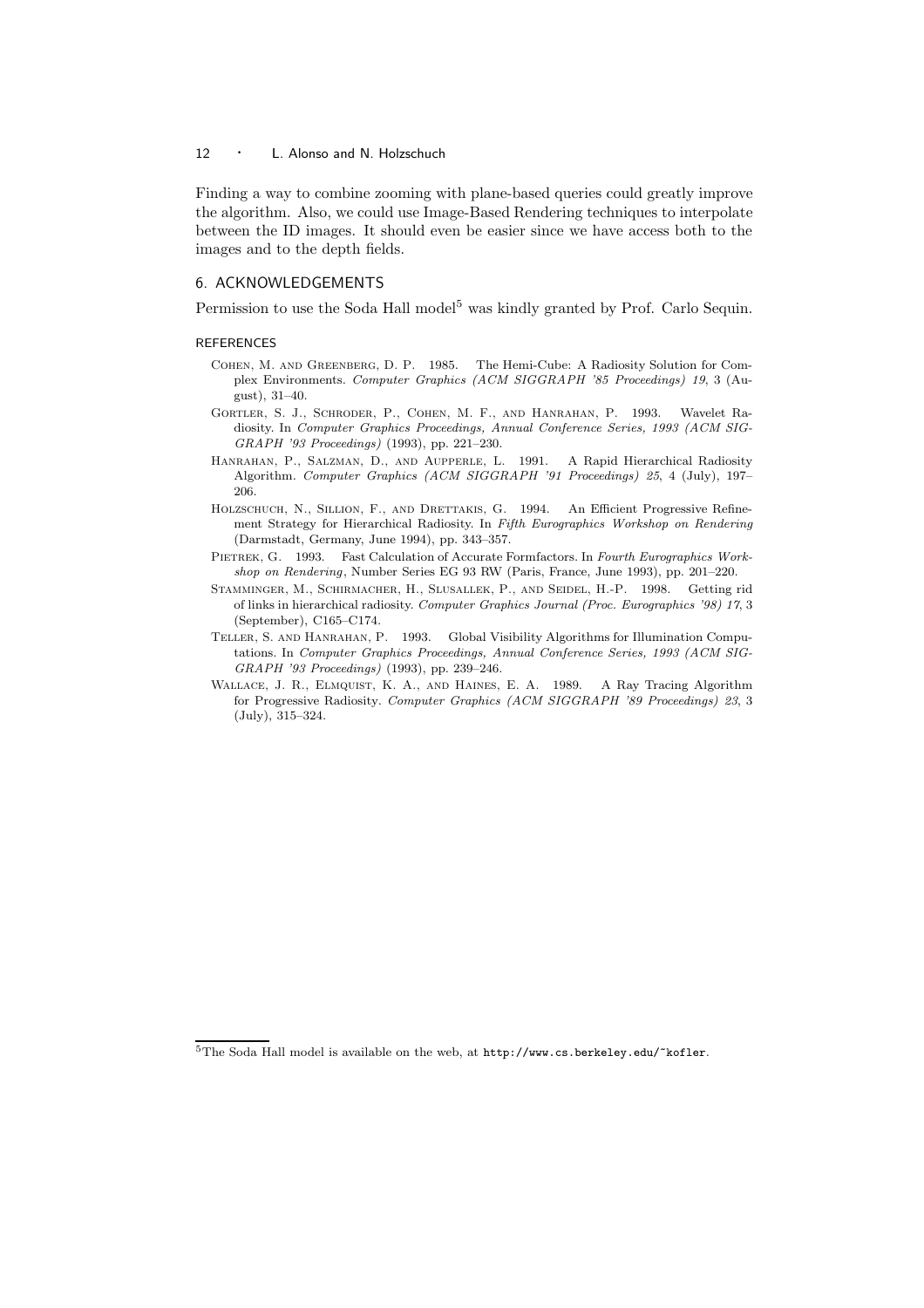Finding a way to combine zooming with plane-based queries could greatly improve the algorithm. Also, we could use Image-Based Rendering techniques to interpolate between the ID images. It should even be easier since we have access both to the images and to the depth fields.

## 6. ACKNOWLEDGEMENTS

Permission to use the Soda Hall model[5] was kindly granted by Prof. Carlo Sequin.

## REFERENCES

Cohen, M. and Greenberg, D. P. 1985. The Hemi-Cube: A Radiosity Solution for Complex Environments. *Computer Graphics (ACM SIGGRAPH '85 Proceedings) 19*, 3 (August), 31–40.

Gortler, S. J., Schroder, P., Cohen, M. F., and Hanrahan, P. 1993. Wavelet Radiosity. In *Computer Graphics Proceedings, Annual Conference Series, 1993 (ACM SIGGRAPH '93 Proceedings)* (1993), pp. 221–230.

Hanrahan, P., Salzman, D., and Aupperle, L. 1991. A Rapid Hierarchical Radiosity Algorithm. *Computer Graphics (ACM SIGGRAPH '91 Proceedings) 25*, 4 (July), 197–206.

Holzschuch, N., Sillion, F., and Drettakis, G. 1994. An Efficient Progressive Refinement Strategy for Hierarchical Radiosity. In *Fifth Eurographics Workshop on Rendering* (Darmstadt, Germany, June 1994), pp. 343–357.

Pietrek, G. 1993. Fast Calculation of Accurate Formfactors. In *Fourth Eurographics Workshop on Rendering*, Number Series EG 93 RW (Paris, France, June 1993), pp. 201–220.

Stamminger, M., Schirmacher, H., Slusallek, P., and Seidel, H.-P. 1998. Getting rid of links in hierarchical radiosity. *Computer Graphics Journal (Proc. Eurographics '98) 17*, 3 (September), C165–C174.

Teller, S. and Hanrahan, P. 1993. Global Visibility Algorithms for Illumination Computations. In *Computer Graphics Proceedings, Annual Conference Series, 1993 (ACM SIGGRAPH '93 Proceedings)* (1993), pp. 239–246.

Wallace, J. R., Elmquist, K. A., and Haines, E. A. 1989. A Ray Tracing Algorithm for Progressive Radiosity. *Computer Graphics (ACM SIGGRAPH '89 Proceedings) 23*, 3 (July), 315–324.

[5]The Soda Hall model is available on the web, at `http://www.cs.berkeley.edu/~kofler`.